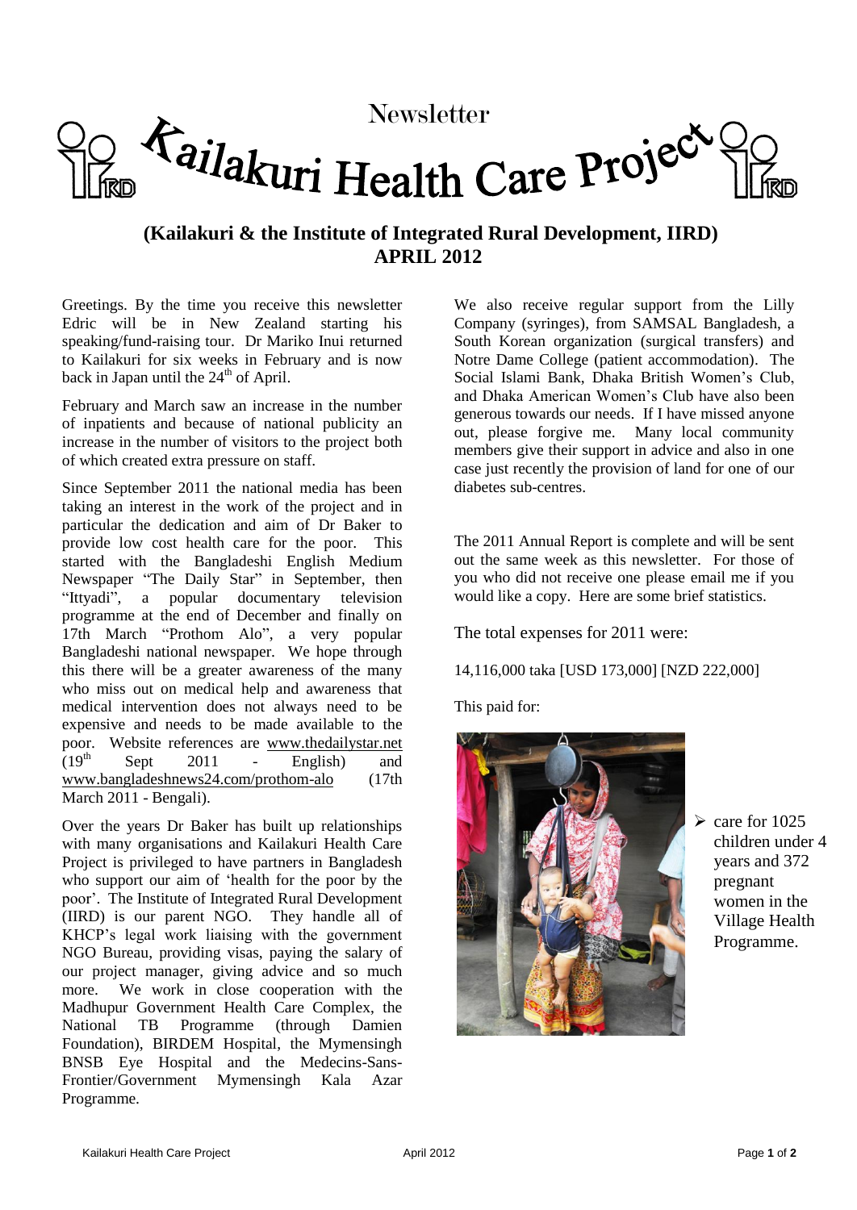# Newsletter

# Kailakuri Health Care Project

## (Kailakuri & the Institute of Integrated Rural Development, IIRD)
## APRIL 2012

Greetings. By the time you receive this newsletter Edric will be in New Zealand starting his speaking/fund-raising tour. Dr Mariko Inui returned to Kailakuri for six weeks in February and is now back in Japan until the 24th of April.

February and March saw an increase in the number of inpatients and because of national publicity an increase in the number of visitors to the project both of which created extra pressure on staff.

Since September 2011 the national media has been taking an interest in the work of the project and in particular the dedication and aim of Dr Baker to provide low cost health care for the poor. This started with the Bangladeshi English Medium Newspaper "The Daily Star" in September, then "Ittyadi", a popular documentary television programme at the end of December and finally on 17th March "Prothom Alo", a very popular Bangladeshi national newspaper. We hope through this there will be a greater awareness of the many who miss out on medical help and awareness that medical intervention does not always need to be expensive and needs to be made available to the poor. Website references are www.thedailystar.net (19th Sept 2011 - English) and www.bangladeshnews24.com/prothom-alo (17th March 2011 - Bengali).

Over the years Dr Baker has built up relationships with many organisations and Kailakuri Health Care Project is privileged to have partners in Bangladesh who support our aim of 'health for the poor by the poor'. The Institute of Integrated Rural Development (IIRD) is our parent NGO. They handle all of KHCP's legal work liaising with the government NGO Bureau, providing visas, paying the salary of our project manager, giving advice and so much more. We work in close cooperation with the Madhupur Government Health Care Complex, the National TB Programme (through Damien Foundation), BIRDEM Hospital, the Mymensingh BNSB Eye Hospital and the Medecins-Sans-Frontier/Government Mymensingh Kala Azar Programme.

We also receive regular support from the Lilly Company (syringes), from SAMSAL Bangladesh, a South Korean organization (surgical transfers) and Notre Dame College (patient accommodation). The Social Islami Bank, Dhaka British Women's Club, and Dhaka American Women's Club have also been generous towards our needs. If I have missed anyone out, please forgive me. Many local community members give their support in advice and also in one case just recently the provision of land for one of our diabetes sub-centres.

The 2011 Annual Report is complete and will be sent out the same week as this newsletter. For those of you who did not receive one please email me if you would like a copy. Here are some brief statistics.

The total expenses for 2011 were:

14,116,000 taka [USD 173,000] [NZD 222,000]

This paid for:

- care for 1025 children under 4 years and 372 pregnant women in the Village Health Programme.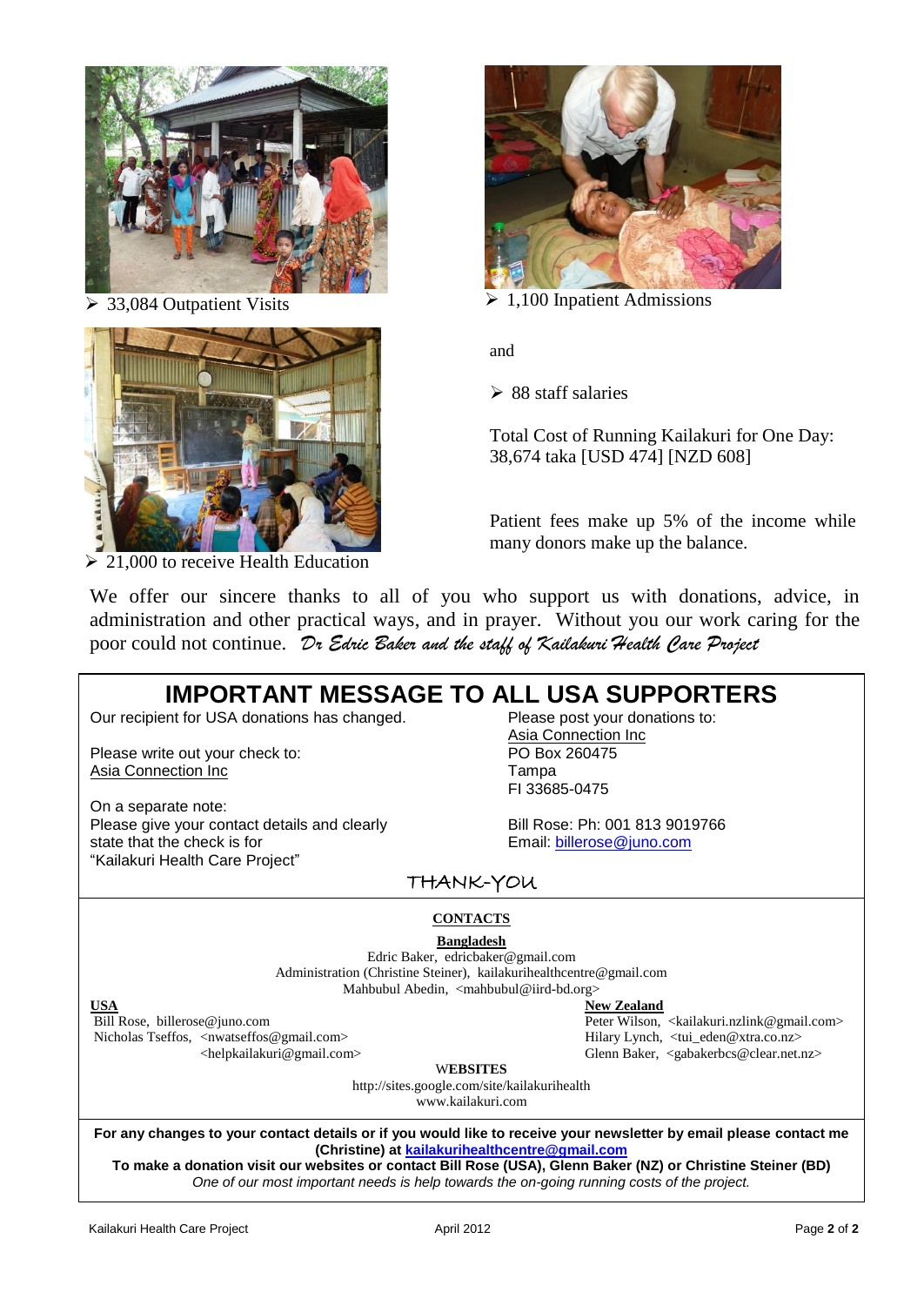- 33,084 Outpatient Visits

- 21,000 to receive Health Education

- 1,100 Inpatient Admissions

and

- 88 staff salaries

Total Cost of Running Kailakuri for One Day: 38,674 taka [USD 474] [NZD 608]

Patient fees make up 5% of the income while many donors make up the balance.

We offer our sincere thanks to all of you who support us with donations, advice, in administration and other practical ways, and in prayer. Without you our work caring for the poor could not continue. *Dr Edric Baker and the staff of Kailakuri Health Care Project*

# IMPORTANT MESSAGE TO ALL USA SUPPORTERS

Our recipient for USA donations has changed.

Please write out your check to:
Asia Connection Inc

On a separate note:
Please give your contact details and clearly state that the check is for "Kailakuri Health Care Project"

Please post your donations to:
Asia Connection Inc
PO Box 260475
Tampa
Fl 33685-0475

Bill Rose: Ph: 001 813 9019766
Email: billerose@juno.com

THANK-YOU

**CONTACTS**

**Bangladesh**
Edric Baker, edricbaker@gmail.com
Administration (Christine Steiner), kailakurihealthcentre@gmail.com
Mahbubul Abedin, <mahbubul@iird-bd.org>

**USA**
Bill Rose, billerose@juno.com
Nicholas Tseffos, <nwatseffos@gmail.com>
<helpkailakuri@gmail.com>

**New Zealand**
Peter Wilson, <kailakuri.nzlink@gmail.com>
Hilary Lynch, <tui_eden@xtra.co.nz>
Glenn Baker, <gabakerbcs@clear.net.nz>

WEBSITES
http://sites.google.com/site/kailakurihealth
www.kailakuri.com

**For any changes to your contact details or if you would like to receive your newsletter by email please contact me (Christine) at kailakurihealthcentre@gmail.com**

**To make a donation visit our websites or contact Bill Rose (USA), Glenn Baker (NZ) or Christine Steiner (BD)**

*One of our most important needs is help towards the on-going running costs of the project.*